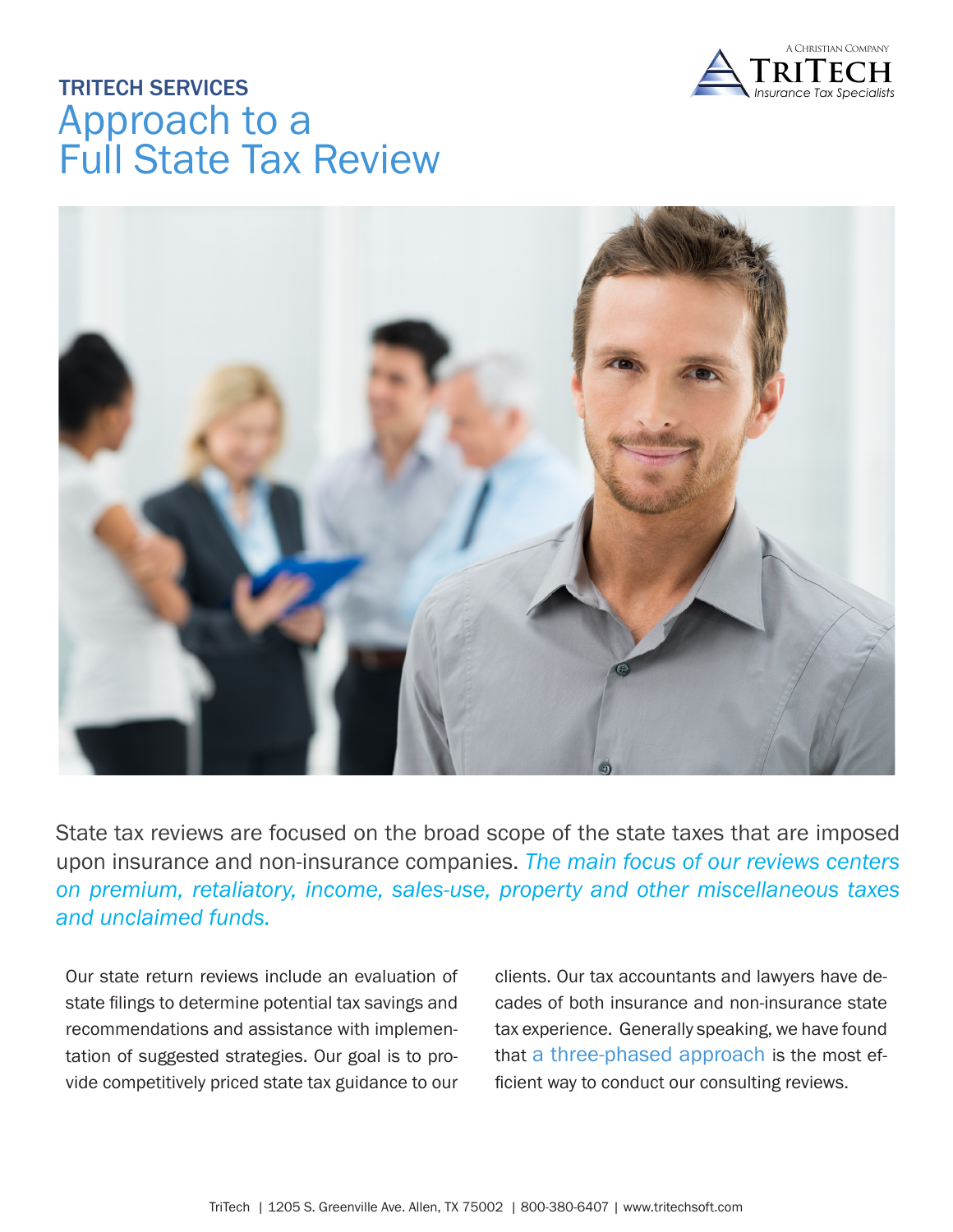TRITECH SERVICES

# Approach to a Full State Tax Review

State tax reviews are focused on the broad scope of the state taxes that are imposed upon insurance and non-insurance companies. *The main focus of our reviews centers on premium, retaliatory, income, sales-use, property and other miscellaneous taxes and unclaimed funds.*

Our state return reviews include an evaluation of state filings to determine potential tax savings and recommendations and assistance with implementation of suggested strategies. Our goal is to provide competitively priced state tax guidance to our clients. Our tax accountants and lawyers have decades of both insurance and non-insurance state tax experience. Generally speaking, we have found that a three-phased approach is the most efficient way to conduct our consulting reviews.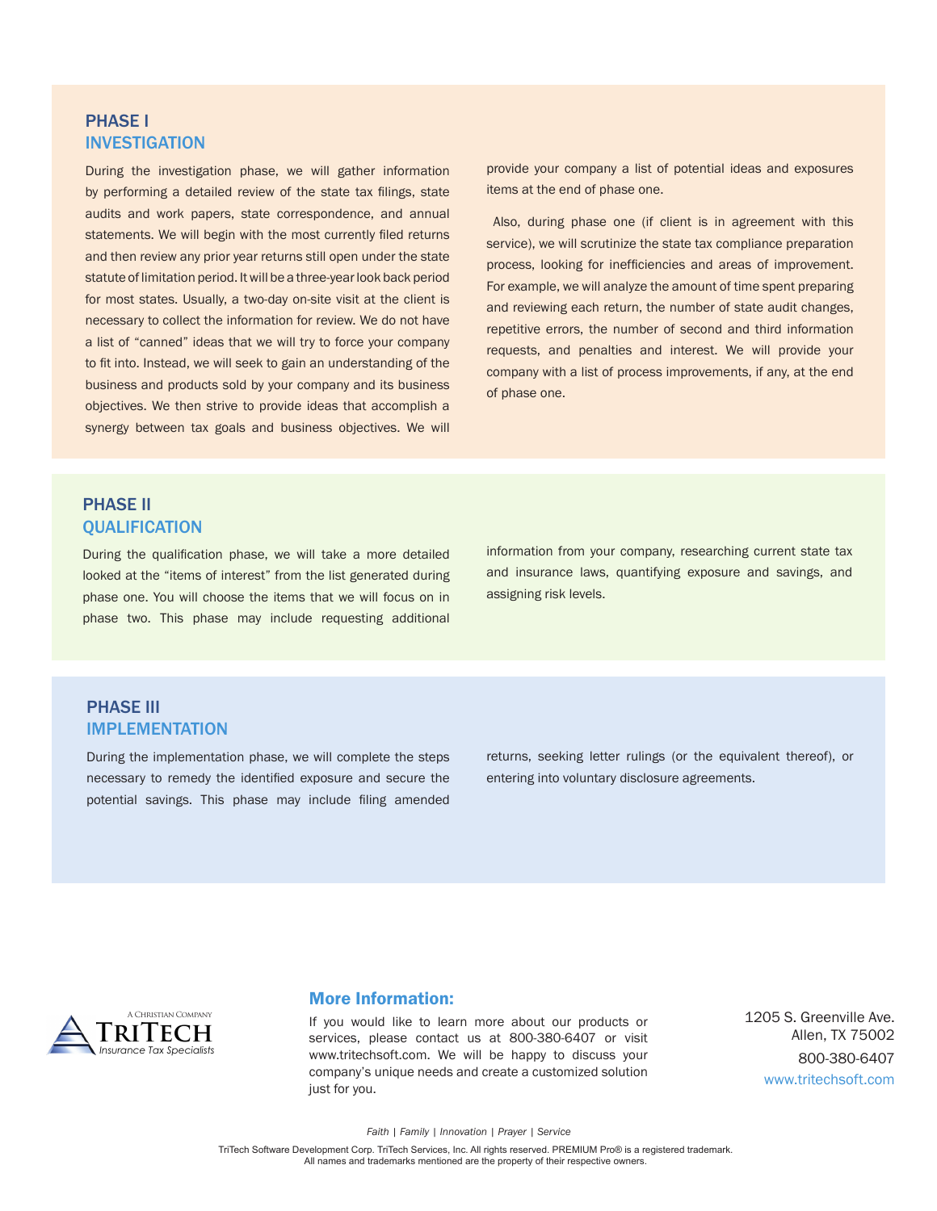## PHASE I
## INVESTIGATION

During the investigation phase, we will gather information by performing a detailed review of the state tax filings, state audits and work papers, state correspondence, and annual statements. We will begin with the most currently filed returns and then review any prior year returns still open under the state statute of limitation period. It will be a three-year look back period for most states. Usually, a two-day on-site visit at the client is necessary to collect the information for review. We do not have a list of “canned” ideas that we will try to force your company to fit into. Instead, we will seek to gain an understanding of the business and products sold by your company and its business objectives. We then strive to provide ideas that accomplish a synergy between tax goals and business objectives. We will provide your company a list of potential ideas and exposures items at the end of phase one.

Also, during phase one (if client is in agreement with this service), we will scrutinize the state tax compliance preparation process, looking for inefficiencies and areas of improvement. For example, we will analyze the amount of time spent preparing and reviewing each return, the number of state audit changes, repetitive errors, the number of second and third information requests, and penalties and interest. We will provide your company with a list of process improvements, if any, at the end of phase one.

## PHASE II
## QUALIFICATION

During the qualification phase, we will take a more detailed looked at the “items of interest” from the list generated during phase one. You will choose the items that we will focus on in phase two. This phase may include requesting additional information from your company, researching current state tax and insurance laws, quantifying exposure and savings, and assigning risk levels.

## PHASE III
## IMPLEMENTATION

During the implementation phase, we will complete the steps necessary to remedy the identified exposure and secure the potential savings. This phase may include filing amended returns, seeking letter rulings (or the equivalent thereof), or entering into voluntary disclosure agreements.

A Christian Company
TriTech
*Insurance Tax Specialists*

### More Information:

If you would like to learn more about our products or services, please contact us at 800-380-6407 or visit www.tritechsoft.com. We will be happy to discuss your company’s unique needs and create a customized solution just for you.

1205 S. Greenville Ave.
Allen, TX 75002
800-380-6407
www.tritechsoft.com

*Faith | Family | Innovation | Prayer | Service*

TriTech Software Development Corp. TriTech Services, Inc. All rights reserved. PREMIUM Pro® is a registered trademark.
All names and trademarks mentioned are the property of their respective owners.